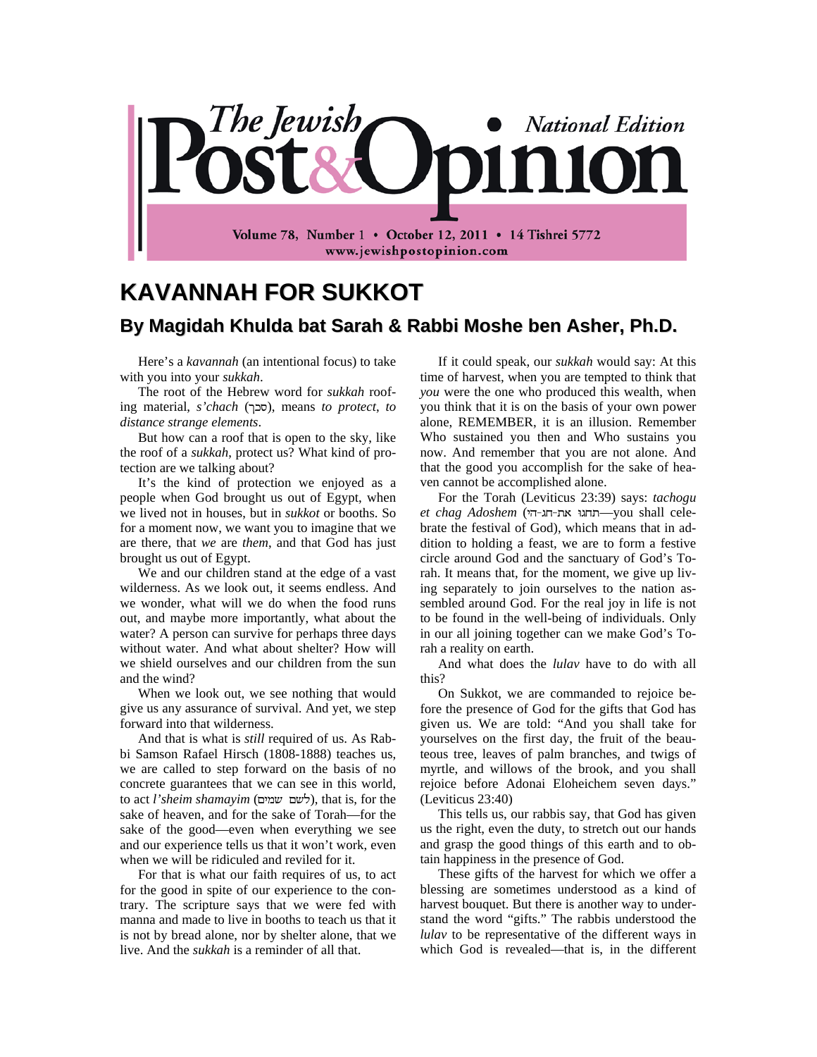# KAVANNAH FOR SUKKOT

## By Magidah Khulda bat Sarah & Rabbi Moshe ben Asher, Ph.D.

Here's a *kavannah* (an intentional focus) to take with you into your *sukkah*.

The root of the Hebrew word for *sukkah* roofing material, *s'chach* (סכך), means *to protect*, *to distance strange elements*.

But how can a roof that is open to the sky, like the roof of a *sukkah*, protect us? What kind of protection are we talking about?

It's the kind of protection we enjoyed as a people when God brought us out of Egypt, when we lived not in houses, but in *sukkot* or booths. So for a moment now, we want you to imagine that we are there, that *we* are *them*, and that God has just brought us out of Egypt.

We and our children stand at the edge of a vast wilderness. As we look out, it seems endless. And we wonder, what will we do when the food runs out, and maybe more importantly, what about the water? A person can survive for perhaps three days without water. And what about shelter? How will we shield ourselves and our children from the sun and the wind?

When we look out, we see nothing that would give us any assurance of survival. And yet, we step forward into that wilderness.

And that is what is *still* required of us. As Rabbi Samson Rafael Hirsch (1808-1888) teaches us, we are called to step forward on the basis of no concrete guarantees that we can see in this world, to act *l'sheim shamayim* (לשם שמים), that is, for the sake of heaven, and for the sake of Torah—for the sake of the good—even when everything we see and our experience tells us that it won't work, even when we will be ridiculed and reviled for it.

For that is what our faith requires of us, to act for the good in spite of our experience to the contrary. The scripture says that we were fed with manna and made to live in booths to teach us that it is not by bread alone, nor by shelter alone, that we live. And the *sukkah* is a reminder of all that.

If it could speak, our *sukkah* would say: At this time of harvest, when you are tempted to think that *you* were the one who produced this wealth, when you think that it is on the basis of your own power alone, REMEMBER, it is an illusion. Remember Who sustained you then and Who sustains you now. And remember that you are not alone. And that the good you accomplish for the sake of heaven cannot be accomplished alone.

For the Torah (Leviticus 23:39) says: *tachogu et chag Adoshem* (תחגו את-חג-ה׳—you shall celebrate the festival of God), which means that in addition to holding a feast, we are to form a festive circle around God and the sanctuary of God's Torah. It means that, for the moment, we give up living separately to join ourselves to the nation assembled around God. For the real joy in life is not to be found in the well-being of individuals. Only in our all joining together can we make God's Torah a reality on earth.

And what does the *lulav* have to do with all this?

On Sukkot, we are commanded to rejoice before the presence of God for the gifts that God has given us. We are told: "And you shall take for yourselves on the first day, the fruit of the beauteous tree, leaves of palm branches, and twigs of myrtle, and willows of the brook, and you shall rejoice before Adonai Eloheichem seven days." (Leviticus 23:40)

This tells us, our rabbis say, that God has given us the right, even the duty, to stretch out our hands and grasp the good things of this earth and to obtain happiness in the presence of God.

These gifts of the harvest for which we offer a blessing are sometimes understood as a kind of harvest bouquet. But there is another way to understand the word "gifts." The rabbis understood the *lulav* to be representative of the different ways in which God is revealed—that is, in the different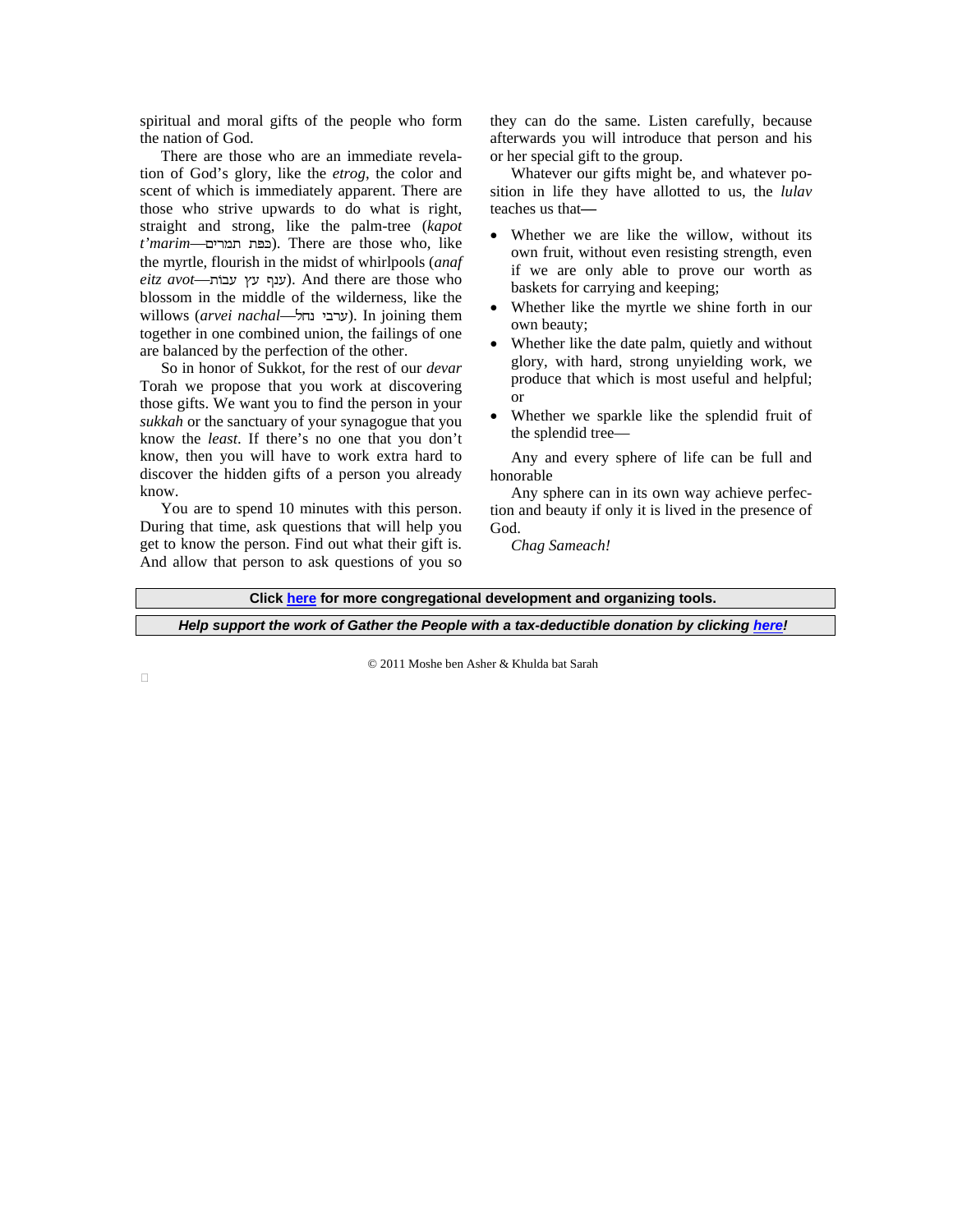spiritual and moral gifts of the people who form the nation of God.

There are those who are an immediate revelation of God's glory, like the *etrog*, the color and scent of which is immediately apparent. There are those who strive upwards to do what is right, straight and strong, like the palm-tree (*kapot t'marim*—כפת תמרים). There are those who, like the myrtle, flourish in the midst of whirlpools (*anaf eitz avot*—ענף עץ עבות). And there are those who blossom in the middle of the wilderness, like the willows (*arvei nachal*—ערבי נחל). In joining them together in one combined union, the failings of one are balanced by the perfection of the other.

So in honor of Sukkot, for the rest of our *devar* Torah we propose that you work at discovering those gifts. We want you to find the person in your *sukkah* or the sanctuary of your synagogue that you know the *least*. If there's no one that you don't know, then you will have to work extra hard to discover the hidden gifts of a person you already know.

You are to spend 10 minutes with this person. During that time, ask questions that will help you get to know the person. Find out what their gift is. And allow that person to ask questions of you so they can do the same. Listen carefully, because afterwards you will introduce that person and his or her special gift to the group.

Whatever our gifts might be, and whatever position in life they have allotted to us, the *lulav* teaches us that—

- Whether we are like the willow, without its own fruit, without even resisting strength, even if we are only able to prove our worth as baskets for carrying and keeping;
- Whether like the myrtle we shine forth in our own beauty;
- Whether like the date palm, quietly and without glory, with hard, strong unyielding work, we produce that which is most useful and helpful; or
- Whether we sparkle like the splendid fruit of the splendid tree—

Any and every sphere of life can be full and honorable

Any sphere can in its own way achieve perfection and beauty if only it is lived in the presence of God.

*Chag Sameach!*

**Click here for more congregational development and organizing tools.**

***Help support the work of Gather the People with a tax-deductible donation by clicking here!***

© 2011 Moshe ben Asher & Khulda bat Sarah